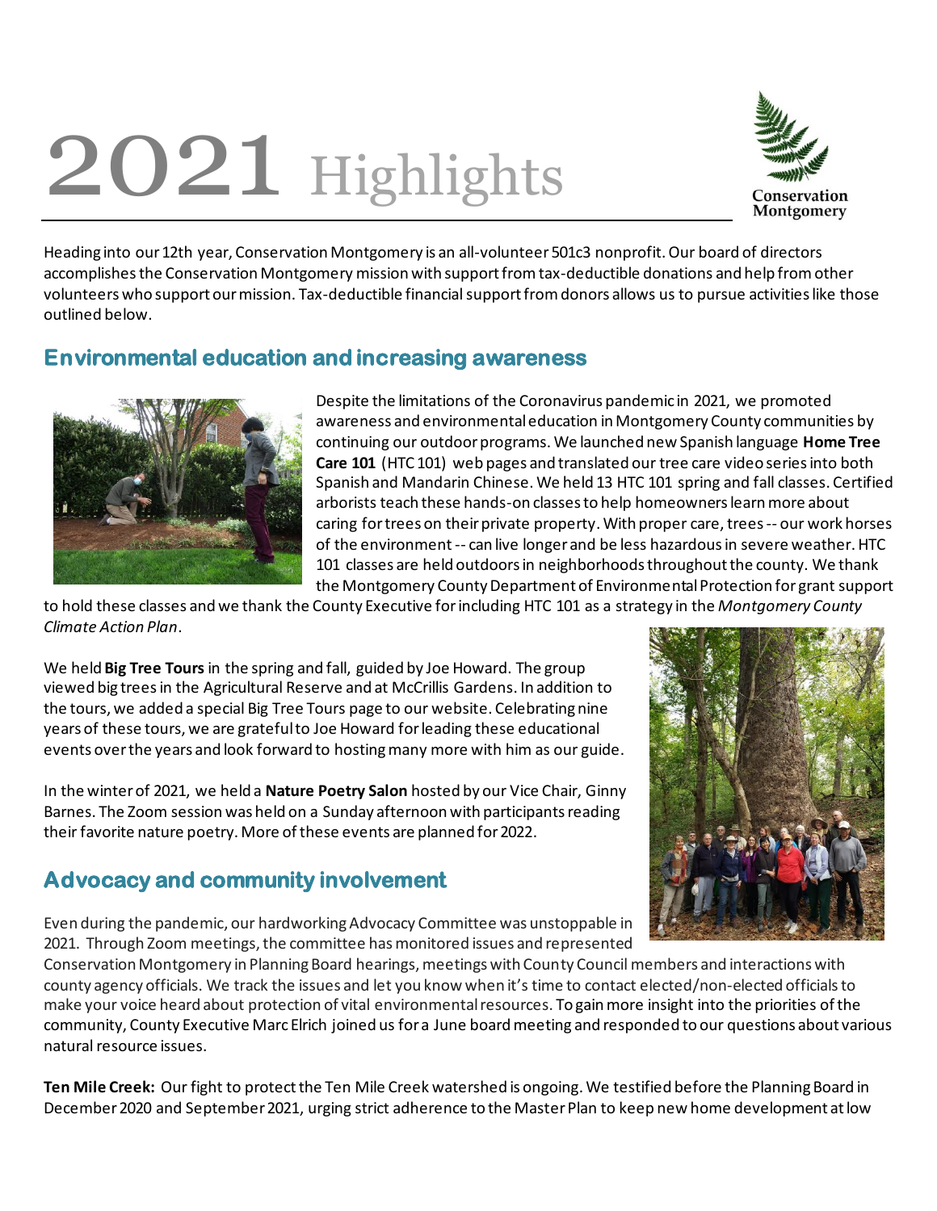# 2021 Highlights

Conservation Montgomery

Heading into our 12th year, Conservation Montgomery is an all-volunteer 501c3 nonprofit. Our board of directors accomplishes the Conservation Montgomery mission with support from tax-deductible donations and help from other volunteers who support our mission. Tax-deductible financial support from donors allows us to pursue activities like those outlined below.

## Environmental education and increasing awareness

Despite the limitations of the Coronavirus pandemic in 2021, we promoted awareness and environmental education in Montgomery County communities by continuing our outdoor programs. We launched new Spanish language **Home Tree Care 101** (HTC 101) web pages and translated our tree care video series into both Spanish and Mandarin Chinese. We held 13 HTC 101 spring and fall classes. Certified arborists teach these hands-on classes to help homeowners learn more about caring for trees on their private property. With proper care, trees -- our work horses of the environment -- can live longer and be less hazardous in severe weather. HTC 101 classes are held outdoors in neighborhoods throughout the county. We thank the Montgomery County Department of Environmental Protection for grant support to hold these classes and we thank the County Executive for including HTC 101 as a strategy in the *Montgomery County Climate Action Plan*.

We held **Big Tree Tours** in the spring and fall, guided by Joe Howard. The group viewed big trees in the Agricultural Reserve and at McCrillis Gardens. In addition to the tours, we added a special Big Tree Tours page to our website. Celebrating nine years of these tours, we are grateful to Joe Howard for leading these educational events over the years and look forward to hosting many more with him as our guide.

In the winter of 2021, we held a **Nature Poetry Salon** hosted by our Vice Chair, Ginny Barnes. The Zoom session was held on a Sunday afternoon with participants reading their favorite nature poetry. More of these events are planned for 2022.

## Advocacy and community involvement

Even during the pandemic, our hardworking Advocacy Committee was unstoppable in 2021. Through Zoom meetings, the committee has monitored issues and represented Conservation Montgomery in Planning Board hearings, meetings with County Council members and interactions with county agency officials. We track the issues and let you know when it's time to contact elected/non-elected officials to make your voice heard about protection of vital environmental resources. To gain more insight into the priorities of the community, County Executive Marc Elrich joined us for a June board meeting and responded to our questions about various natural resource issues.

**Ten Mile Creek:** Our fight to protect the Ten Mile Creek watershed is ongoing. We testified before the Planning Board in December 2020 and September 2021, urging strict adherence to the Master Plan to keep new home development at low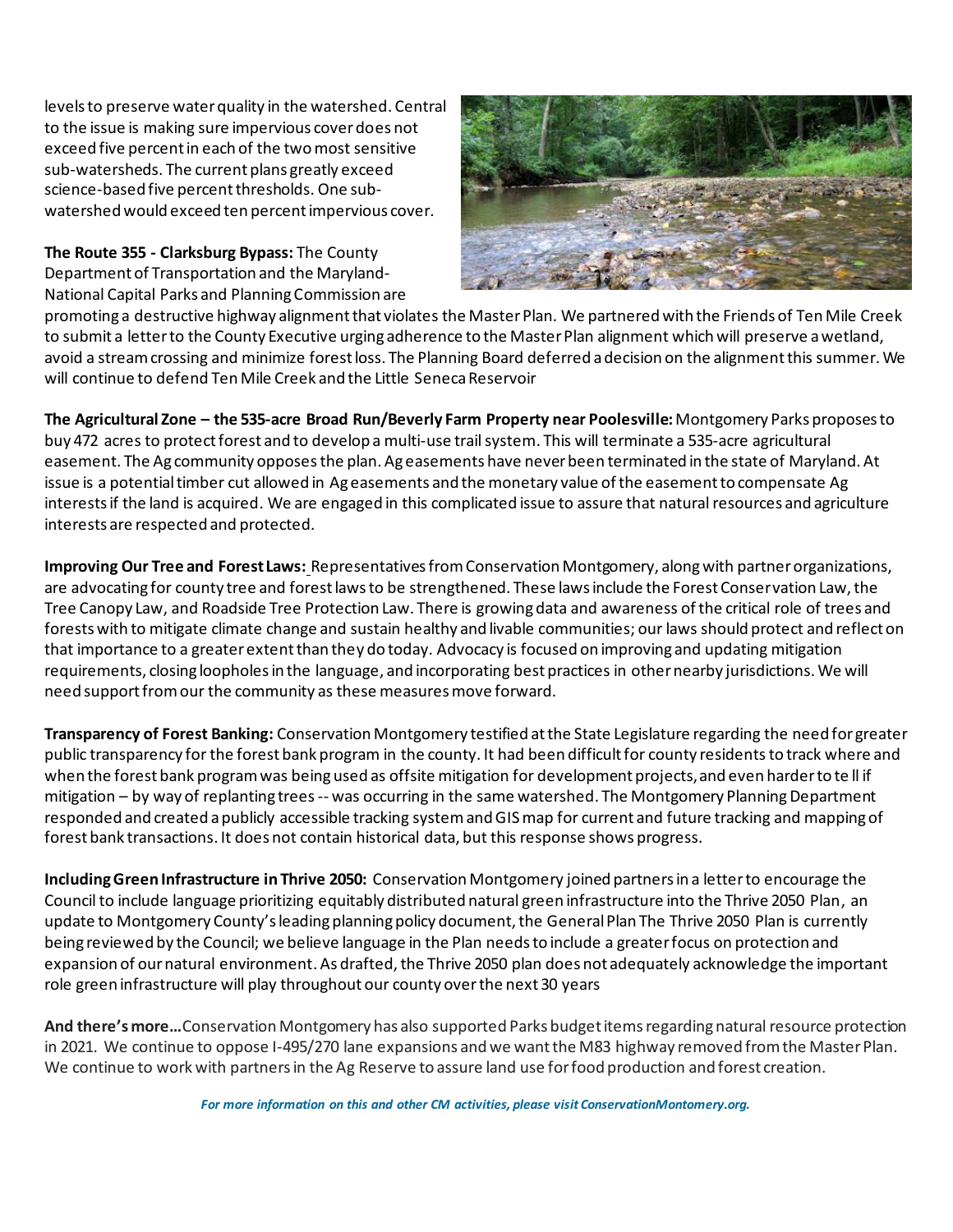levels to preserve water quality in the watershed. Central to the issue is making sure impervious cover does not exceed five percent in each of the two most sensitive sub-watersheds. The current plans greatly exceed science-based five percent thresholds. One sub-watershed would exceed ten percent impervious cover.

**The Route 355 - Clarksburg Bypass:** The County Department of Transportation and the Maryland-National Capital Parks and Planning Commission are promoting a destructive highway alignment that violates the Master Plan. We partnered with the Friends of Ten Mile Creek to submit a letter to the County Executive urging adherence to the Master Plan alignment which will preserve a wetland, avoid a stream crossing and minimize forest loss. The Planning Board deferred a decision on the alignment this summer. We will continue to defend Ten Mile Creek and the Little Seneca Reservoir

**The Agricultural Zone – the 535-acre Broad Run/Beverly Farm Property near Poolesville:** Montgomery Parks proposes to buy 472 acres to protect forest and to develop a multi-use trail system. This will terminate a 535-acre agricultural easement. The Ag community opposes the plan. Ag easements have never been terminated in the state of Maryland. At issue is a potential timber cut allowed in Ag easements and the monetary value of the easement to compensate Ag interests if the land is acquired. We are engaged in this complicated issue to assure that natural resources and agriculture interests are respected and protected.

**Improving Our Tree and Forest Laws:** Representatives from Conservation Montgomery, along with partner organizations, are advocating for county tree and forest laws to be strengthened. These laws include the Forest Conservation Law, the Tree Canopy Law, and Roadside Tree Protection Law. There is growing data and awareness of the critical role of trees and forests with to mitigate climate change and sustain healthy and livable communities; our laws should protect and reflect on that importance to a greater extent than they do today. Advocacy is focused on improving and updating mitigation requirements, closing loopholes in the language, and incorporating best practices in other nearby jurisdictions. We will need support from our the community as these measures move forward.

**Transparency of Forest Banking:** Conservation Montgomery testified at the State Legislature regarding the need for greater public transparency for the forest bank program in the county. It had been difficult for county residents to track where and when the forest bank program was being used as offsite mitigation for development projects, and even harder to te ll if mitigation – by way of replanting trees -- was occurring in the same watershed. The Montgomery Planning Department responded and created a publicly accessible tracking system and GIS map for current and future tracking and mapping of forest bank transactions. It does not contain historical data, but this response shows progress.

**Including Green Infrastructure in Thrive 2050:** Conservation Montgomery joined partners in a letter to encourage the Council to include language prioritizing equitably distributed natural green infrastructure into the Thrive 2050 Plan, an update to Montgomery County's leading planning policy document, the General Plan The Thrive 2050 Plan is currently being reviewed by the Council; we believe language in the Plan needs to include a greater focus on protection and expansion of our natural environment. As drafted, the Thrive 2050 plan does not adequately acknowledge the important role green infrastructure will play throughout our county over the next 30 years

**And there's more…**Conservation Montgomery has also supported Parks budget items regarding natural resource protection in 2021. We continue to oppose I-495/270 lane expansions and we want the M83 highway removed from the Master Plan. We continue to work with partners in the Ag Reserve to assure land use for food production and forest creation.

***For more information on this and other CM activities, please visit ConservationMontomery.org.***